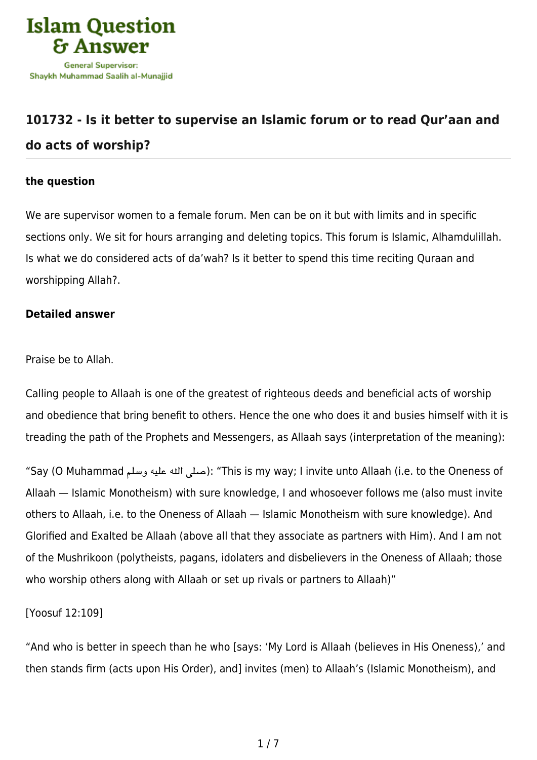# 101732 - Is it better to supervise an Islamic forum or to read Qur'aan and do acts of worship?

### the question

We are supervisor women to a female forum. Men can be on it but with limits and in specific sections only. We sit for hours arranging and deleting topics. This forum is Islamic, Alhamdulillah. Is what we do considered acts of da'wah? Is it better to spend this time reciting Quraan and worshipping Allah?.

### Detailed answer

Praise be to Allah.

Calling people to Allaah is one of the greatest of righteous deeds and beneficial acts of worship and obedience that bring benefit to others. Hence the one who does it and busies himself with it is treading the path of the Prophets and Messengers, as Allaah says (interpretation of the meaning):

"Say (O Muhammad صلى الله عليه وسلم): "This is my way; I invite unto Allaah (i.e. to the Oneness of Allaah — Islamic Monotheism) with sure knowledge, I and whosoever follows me (also must invite others to Allaah, i.e. to the Oneness of Allaah — Islamic Monotheism with sure knowledge). And Glorified and Exalted be Allaah (above all that they associate as partners with Him). And I am not of the Mushrikoon (polytheists, pagans, idolaters and disbelievers in the Oneness of Allaah; those who worship others along with Allaah or set up rivals or partners to Allaah)"

[Yoosuf 12:109]

"And who is better in speech than he who [says: 'My Lord is Allaah (believes in His Oneness),' and then stands firm (acts upon His Order), and] invites (men) to Allaah's (Islamic Monotheism), and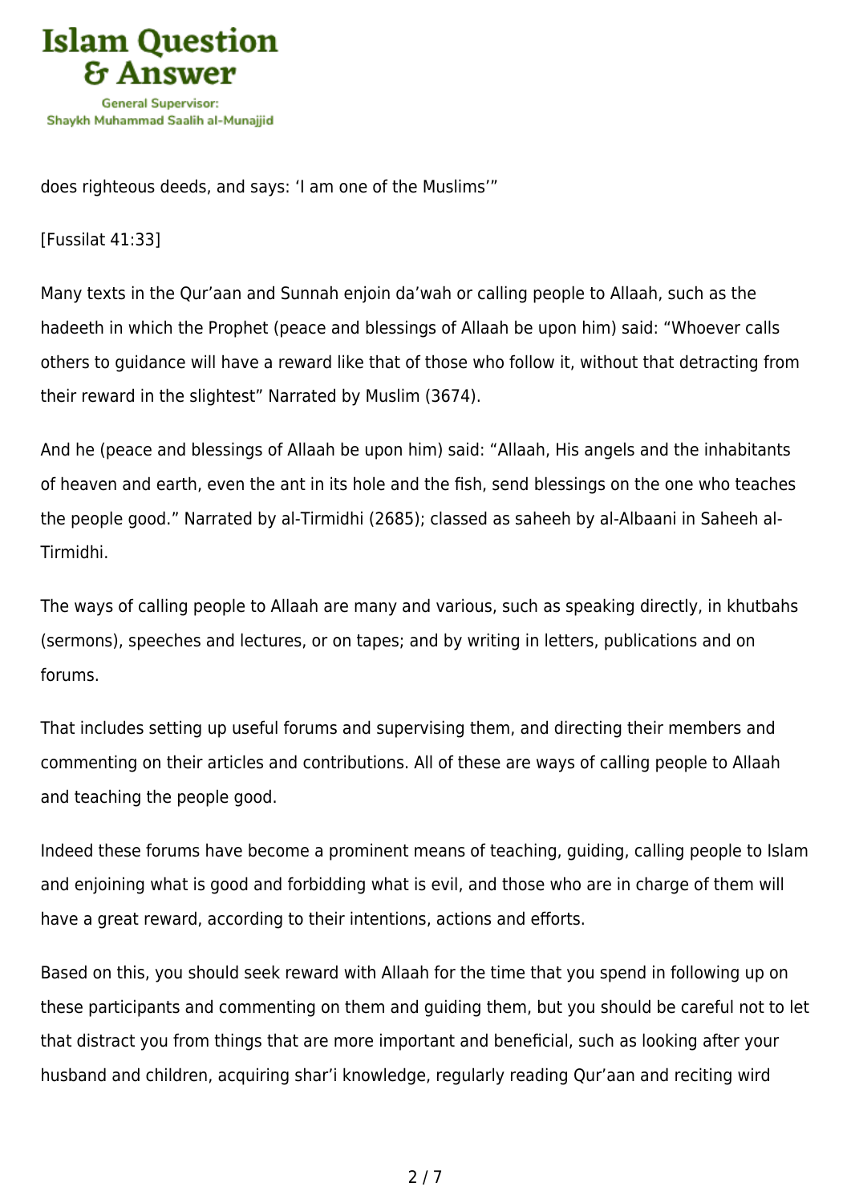does righteous deeds, and says: 'I am one of the Muslims'"

[Fussilat 41:33]

Many texts in the Qur'aan and Sunnah enjoin da'wah or calling people to Allaah, such as the hadeeth in which the Prophet (peace and blessings of Allaah be upon him) said: "Whoever calls others to guidance will have a reward like that of those who follow it, without that detracting from their reward in the slightest" Narrated by Muslim (3674).

And he (peace and blessings of Allaah be upon him) said: "Allaah, His angels and the inhabitants of heaven and earth, even the ant in its hole and the fish, send blessings on the one who teaches the people good." Narrated by al-Tirmidhi (2685); classed as saheeh by al-Albaani in Saheeh al-Tirmidhi.

The ways of calling people to Allaah are many and various, such as speaking directly, in khutbahs (sermons), speeches and lectures, or on tapes; and by writing in letters, publications and on forums.

That includes setting up useful forums and supervising them, and directing their members and commenting on their articles and contributions. All of these are ways of calling people to Allaah and teaching the people good.

Indeed these forums have become a prominent means of teaching, guiding, calling people to Islam and enjoining what is good and forbidding what is evil, and those who are in charge of them will have a great reward, according to their intentions, actions and efforts.

Based on this, you should seek reward with Allaah for the time that you spend in following up on these participants and commenting on them and guiding them, but you should be careful not to let that distract you from things that are more important and beneficial, such as looking after your husband and children, acquiring shar'i knowledge, regularly reading Qur'aan and reciting wird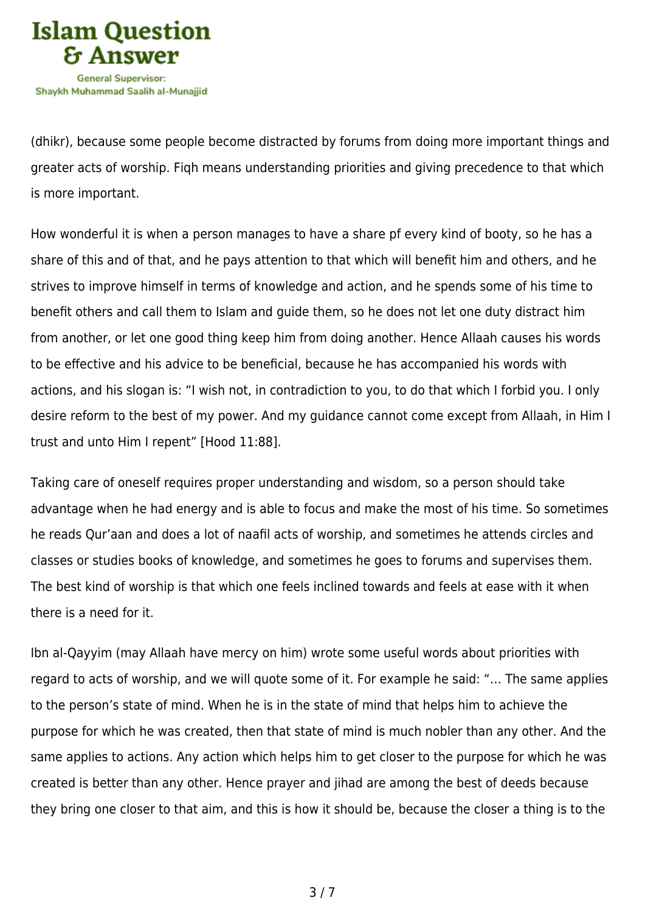(dhikr), because some people become distracted by forums from doing more important things and greater acts of worship. Fiqh means understanding priorities and giving precedence to that which is more important.

How wonderful it is when a person manages to have a share pf every kind of booty, so he has a share of this and of that, and he pays attention to that which will benefit him and others, and he strives to improve himself in terms of knowledge and action, and he spends some of his time to benefit others and call them to Islam and guide them, so he does not let one duty distract him from another, or let one good thing keep him from doing another. Hence Allaah causes his words to be effective and his advice to be beneficial, because he has accompanied his words with actions, and his slogan is: "I wish not, in contradiction to you, to do that which I forbid you. I only desire reform to the best of my power. And my guidance cannot come except from Allaah, in Him I trust and unto Him I repent" [Hood 11:88].

Taking care of oneself requires proper understanding and wisdom, so a person should take advantage when he had energy and is able to focus and make the most of his time. So sometimes he reads Qur'aan and does a lot of naafil acts of worship, and sometimes he attends circles and classes or studies books of knowledge, and sometimes he goes to forums and supervises them. The best kind of worship is that which one feels inclined towards and feels at ease with it when there is a need for it.

Ibn al-Qayyim (may Allaah have mercy on him) wrote some useful words about priorities with regard to acts of worship, and we will quote some of it. For example he said: "… The same applies to the person's state of mind. When he is in the state of mind that helps him to achieve the purpose for which he was created, then that state of mind is much nobler than any other. And the same applies to actions. Any action which helps him to get closer to the purpose for which he was created is better than any other. Hence prayer and jihad are among the best of deeds because they bring one closer to that aim, and this is how it should be, because the closer a thing is to the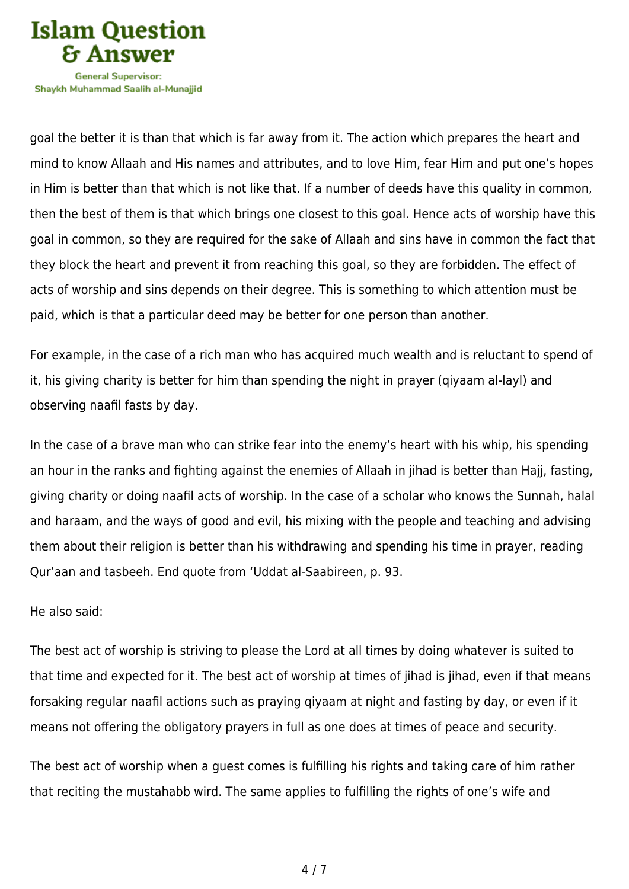goal the better it is than that which is far away from it. The action which prepares the heart and mind to know Allaah and His names and attributes, and to love Him, fear Him and put one's hopes in Him is better than that which is not like that. If a number of deeds have this quality in common, then the best of them is that which brings one closest to this goal. Hence acts of worship have this goal in common, so they are required for the sake of Allaah and sins have in common the fact that they block the heart and prevent it from reaching this goal, so they are forbidden. The effect of acts of worship and sins depends on their degree. This is something to which attention must be paid, which is that a particular deed may be better for one person than another.

For example, in the case of a rich man who has acquired much wealth and is reluctant to spend of it, his giving charity is better for him than spending the night in prayer (qiyaam al-layl) and observing naafil fasts by day.

In the case of a brave man who can strike fear into the enemy's heart with his whip, his spending an hour in the ranks and fighting against the enemies of Allaah in jihad is better than Hajj, fasting, giving charity or doing naafil acts of worship. In the case of a scholar who knows the Sunnah, halal and haraam, and the ways of good and evil, his mixing with the people and teaching and advising them about their religion is better than his withdrawing and spending his time in prayer, reading Qur'aan and tasbeeh. End quote from 'Uddat al-Saabireen, p. 93.

He also said:

The best act of worship is striving to please the Lord at all times by doing whatever is suited to that time and expected for it. The best act of worship at times of jihad is jihad, even if that means forsaking regular naafil actions such as praying qiyaam at night and fasting by day, or even if it means not offering the obligatory prayers in full as one does at times of peace and security.

The best act of worship when a guest comes is fulfilling his rights and taking care of him rather that reciting the mustahabb wird. The same applies to fulfilling the rights of one's wife and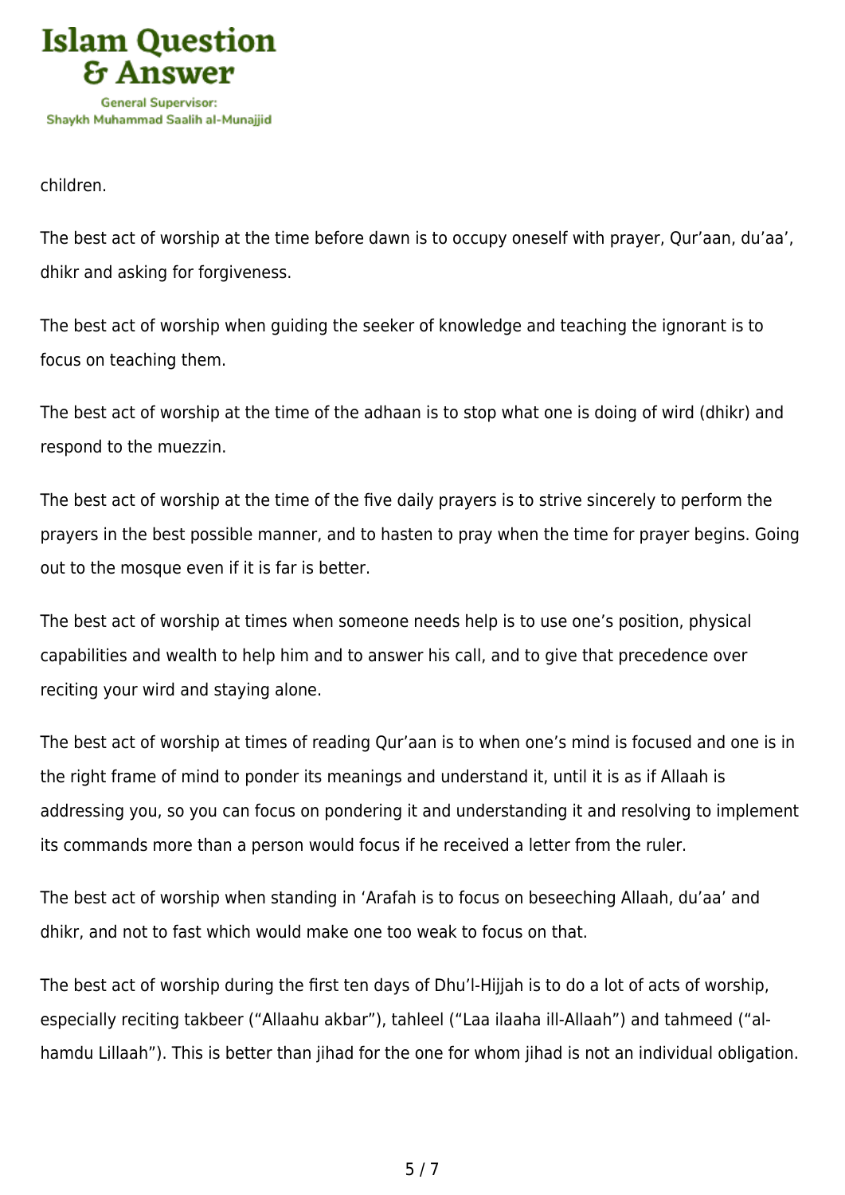children.

The best act of worship at the time before dawn is to occupy oneself with prayer, Qur'aan, du'aa', dhikr and asking for forgiveness.

The best act of worship when guiding the seeker of knowledge and teaching the ignorant is to focus on teaching them.

The best act of worship at the time of the adhaan is to stop what one is doing of wird (dhikr) and respond to the muezzin.

The best act of worship at the time of the five daily prayers is to strive sincerely to perform the prayers in the best possible manner, and to hasten to pray when the time for prayer begins. Going out to the mosque even if it is far is better.

The best act of worship at times when someone needs help is to use one's position, physical capabilities and wealth to help him and to answer his call, and to give that precedence over reciting your wird and staying alone.

The best act of worship at times of reading Qur'aan is to when one's mind is focused and one is in the right frame of mind to ponder its meanings and understand it, until it is as if Allaah is addressing you, so you can focus on pondering it and understanding it and resolving to implement its commands more than a person would focus if he received a letter from the ruler.

The best act of worship when standing in 'Arafah is to focus on beseeching Allaah, du'aa' and dhikr, and not to fast which would make one too weak to focus on that.

The best act of worship during the first ten days of Dhu'l-Hijjah is to do a lot of acts of worship, especially reciting takbeer ("Allaahu akbar"), tahleel ("Laa ilaaha ill-Allaah") and tahmeed ("al-hamdu Lillaah"). This is better than jihad for the one for whom jihad is not an individual obligation.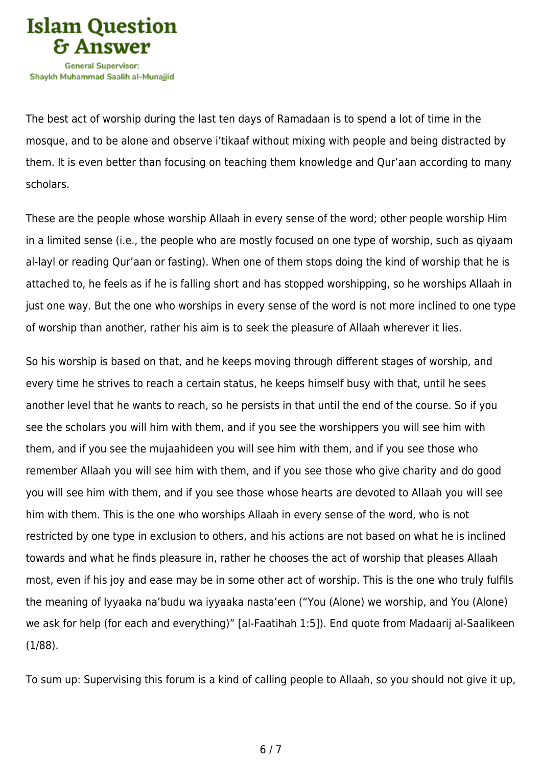The best act of worship during the last ten days of Ramadaan is to spend a lot of time in the mosque, and to be alone and observe i'tikaaf without mixing with people and being distracted by them. It is even better than focusing on teaching them knowledge and Qur'aan according to many scholars.

These are the people whose worship Allaah in every sense of the word; other people worship Him in a limited sense (i.e., the people who are mostly focused on one type of worship, such as qiyaam al-layl or reading Qur'aan or fasting). When one of them stops doing the kind of worship that he is attached to, he feels as if he is falling short and has stopped worshipping, so he worships Allaah in just one way. But the one who worships in every sense of the word is not more inclined to one type of worship than another, rather his aim is to seek the pleasure of Allaah wherever it lies.

So his worship is based on that, and he keeps moving through different stages of worship, and every time he strives to reach a certain status, he keeps himself busy with that, until he sees another level that he wants to reach, so he persists in that until the end of the course. So if you see the scholars you will him with them, and if you see the worshippers you will see him with them, and if you see the mujaahideen you will see him with them, and if you see those who remember Allaah you will see him with them, and if you see those who give charity and do good you will see him with them, and if you see those whose hearts are devoted to Allaah you will see him with them. This is the one who worships Allaah in every sense of the word, who is not restricted by one type in exclusion to others, and his actions are not based on what he is inclined towards and what he finds pleasure in, rather he chooses the act of worship that pleases Allaah most, even if his joy and ease may be in some other act of worship. This is the one who truly fulfils the meaning of Iyyaaka na'budu wa iyyaaka nasta'een ("You (Alone) we worship, and You (Alone) we ask for help (for each and everything)" [al-Faatihah 1:5]). End quote from Madaarij al-Saalikeen (1/88).

To sum up: Supervising this forum is a kind of calling people to Allaah, so you should not give it up,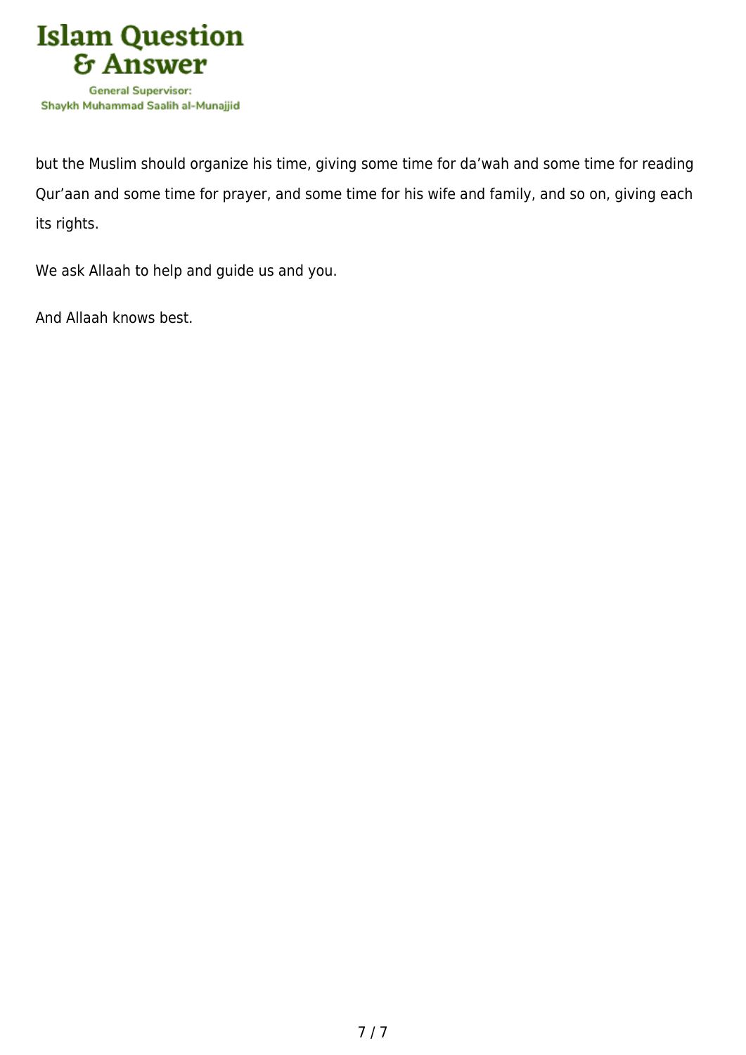but the Muslim should organize his time, giving some time for da’wah and some time for reading Qur’aan and some time for prayer, and some time for his wife and family, and so on, giving each its rights.

We ask Allaah to help and guide us and you.

And Allaah knows best.